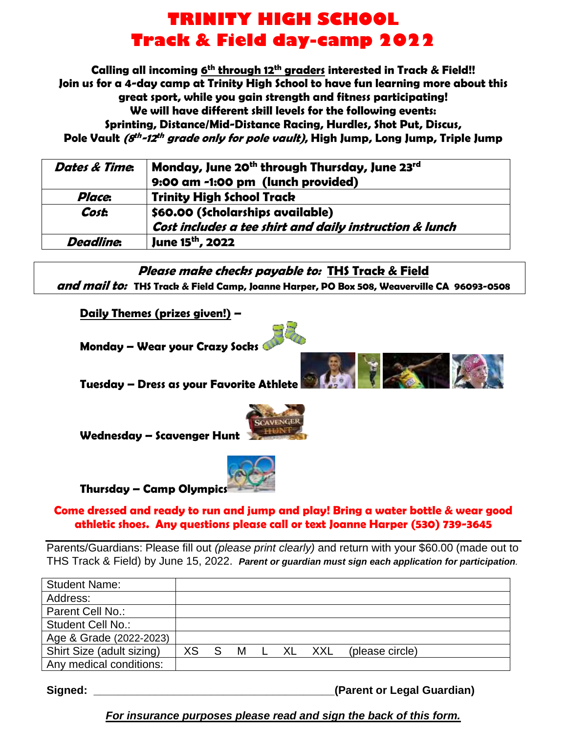# TRINITY HIGH SCHOOL
# Track & Field day-camp 2022

**Calling all incoming 6th through 12th graders interested in Track & Field!!**
**Join us for a 4-day camp at Trinity High School to have fun learning more about this great sport, while you gain strength and fitness participating!**
**We will have different skill levels for the following events:**
**Sprinting, Distance/Mid-Distance Racing, Hurdles, Shot Put, Discus,**
**Pole Vault *(8th-12th grade only for pole vault)*, High Jump, Long Jump, Triple Jump**

| | |
|---|---|
| ***Dates & Time:*** | **Monday, June 20th through Thursday, June 23rd**<br>**9:00 am -1:00 pm (lunch provided)** |
| ***Place:*** | **Trinity High School Track** |
| ***Cost:*** | **$60.00 (Scholarships available)**<br>***Cost includes a tee shirt and daily instruction & lunch*** |
| ***Deadline:*** | **June 15th, 2022** |

***Please make checks payable to:*** **THS Track & Field**
***and mail to:*** **THS Track & Field Camp, Joanne Harper, PO Box 508, Weaverville CA 96093-0508**

**Daily Themes (prizes given!) –**

**Monday – Wear your Crazy Socks**

**Tuesday – Dress as your Favorite Athlete**

**Wednesday – Scavenger Hunt**

**Thursday – Camp Olympics**

**Come dressed and ready to run and jump and play! Bring a water bottle & wear good athletic shoes. Any questions please call or text Joanne Harper (530) 739-3645**

---

Parents/Guardians: Please fill out *(please print clearly)* and return with your $60.00 (made out to THS Track & Field) by June 15, 2022. ***Parent or guardian must sign each application for participation.***

| | |
|---|---|
| Student Name: | |
| Address: | |
| Parent Cell No.: | |
| Student Cell No.: | |
| Age & Grade (2022-2023) | |
| Shirt Size (adult sizing) | XS S M L XL XXL (please circle) |
| Any medical conditions: | |

**Signed: _______________________________________(Parent or Legal Guardian)**

***For insurance purposes please read and sign the back of this form.***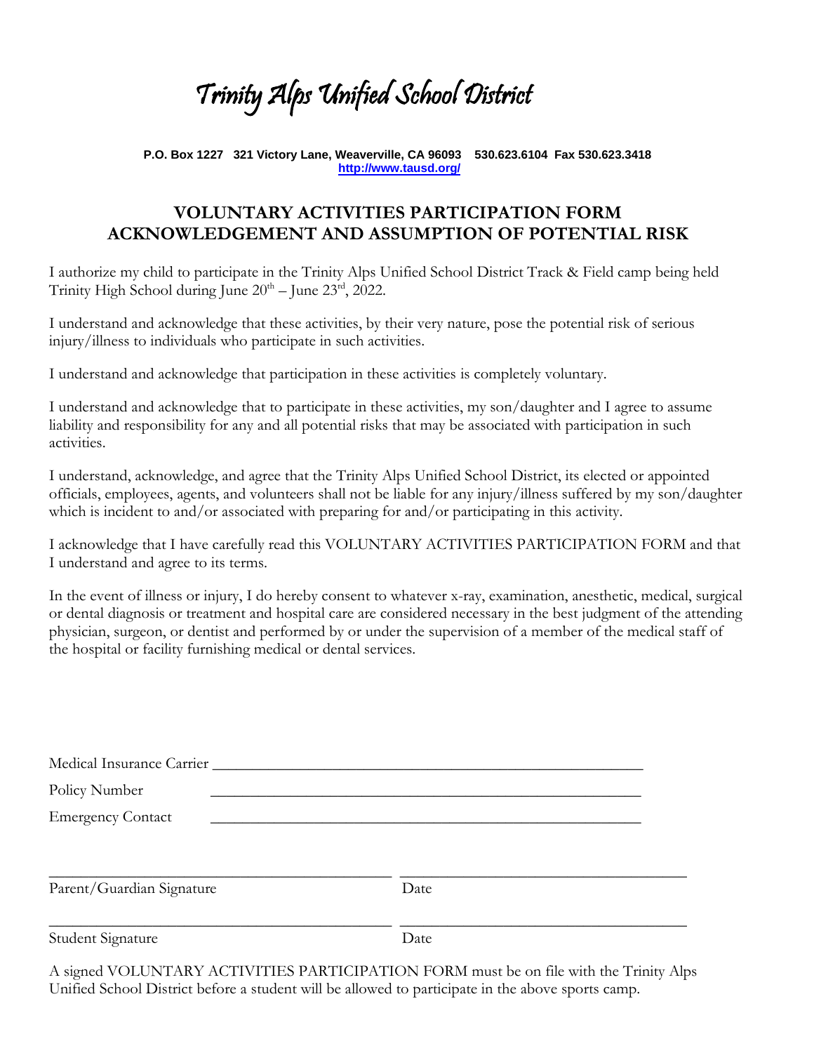# Trinity Alps Unified School District

**P.O. Box 1227 321 Victory Lane, Weaverville, CA 96093 530.623.6104 Fax 530.623.3418**
**http://www.tausd.org/**

## VOLUNTARY ACTIVITIES PARTICIPATION FORM ACKNOWLEDGEMENT AND ASSUMPTION OF POTENTIAL RISK

I authorize my child to participate in the Trinity Alps Unified School District Track & Field camp being held Trinity High School during June 20th – June 23rd, 2022.

I understand and acknowledge that these activities, by their very nature, pose the potential risk of serious injury/illness to individuals who participate in such activities.

I understand and acknowledge that participation in these activities is completely voluntary.

I understand and acknowledge that to participate in these activities, my son/daughter and I agree to assume liability and responsibility for any and all potential risks that may be associated with participation in such activities.

I understand, acknowledge, and agree that the Trinity Alps Unified School District, its elected or appointed officials, employees, agents, and volunteers shall not be liable for any injury/illness suffered by my son/daughter which is incident to and/or associated with preparing for and/or participating in this activity.

I acknowledge that I have carefully read this VOLUNTARY ACTIVITIES PARTICIPATION FORM and that I understand and agree to its terms.

In the event of illness or injury, I do hereby consent to whatever x-ray, examination, anesthetic, medical, surgical or dental diagnosis or treatment and hospital care are considered necessary in the best judgment of the attending physician, surgeon, or dentist and performed by or under the supervision of a member of the medical staff of the hospital or facility furnishing medical or dental services.

Medical Insurance Carrier ____________________________________________

Policy Number ____________________________________________

Emergency Contact ____________________________________________

______________________________________ ______________________________

Parent/Guardian Signature Date

______________________________________ ______________________________

Student Signature Date

A signed VOLUNTARY ACTIVITIES PARTICIPATION FORM must be on file with the Trinity Alps Unified School District before a student will be allowed to participate in the above sports camp.